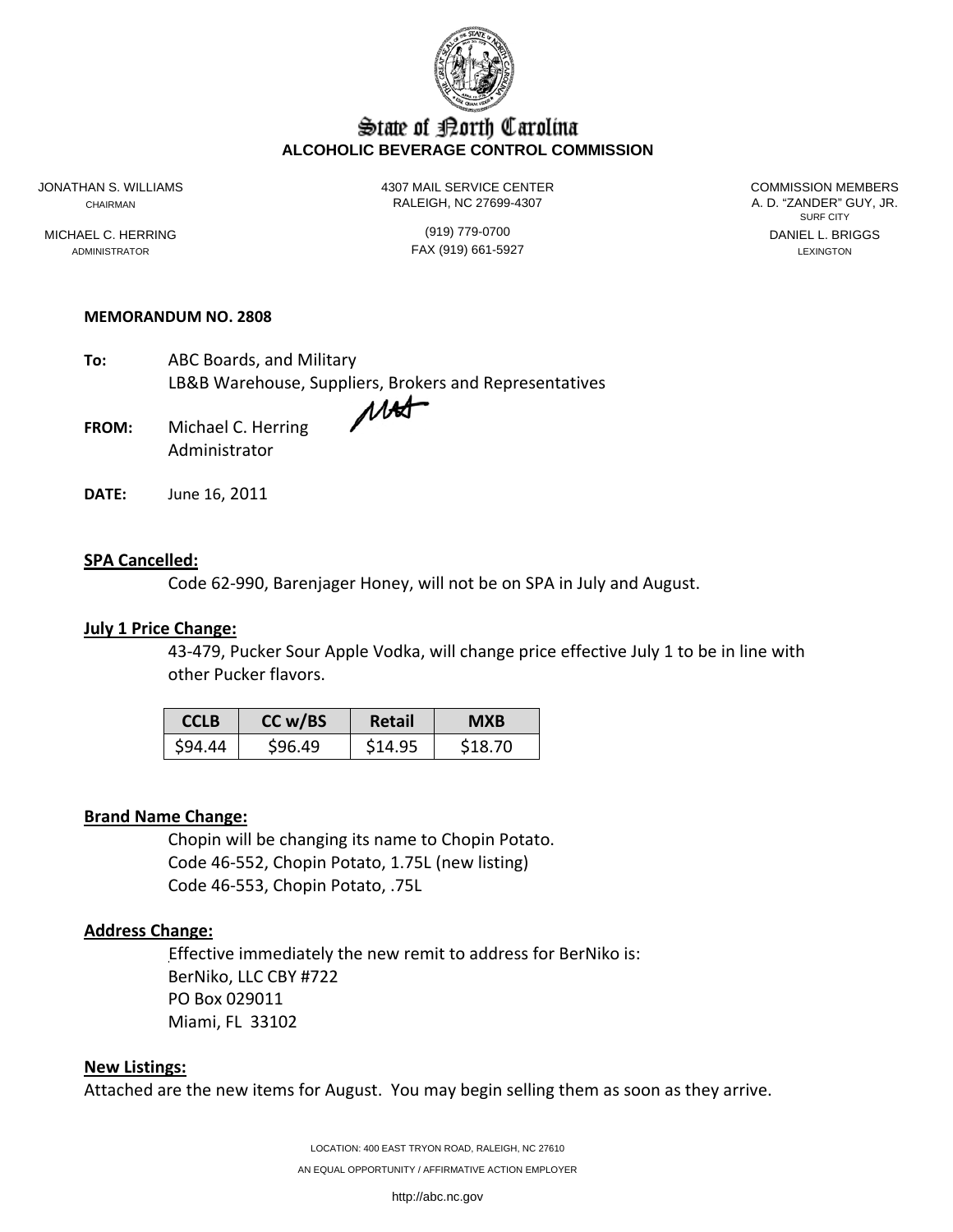# State of North Carolina
## ALCOHOLIC BEVERAGE CONTROL COMMISSION

JONATHAN S. WILLIAMS
CHAIRMAN

MICHAEL C. HERRING
ADMINISTRATOR

4307 MAIL SERVICE CENTER
RALEIGH, NC 27699-4307

(919) 779-0700
FAX (919) 661-5927

COMMISSION MEMBERS
A. D. "ZANDER" GUY, JR.
SURF CITY
DANIEL L. BRIGGS
LEXINGTON

**MEMORANDUM NO. 2808**

**To:** ABC Boards, and Military
LB&B Warehouse, Suppliers, Brokers and Representatives

**FROM:** Michael C. Herring
Administrator

**DATE:** June 16, 2011

**SPA Cancelled:**

Code 62-990, Barenjager Honey, will not be on SPA in July and August.

**July 1 Price Change:**

43-479, Pucker Sour Apple Vodka, will change price effective July 1 to be in line with other Pucker flavors.

| CCLB | CC w/BS | Retail | MXB |
|---|---|---|---|
| $94.44 | $96.49 | $14.95 | $18.70 |

**Brand Name Change:**

Chopin will be changing its name to Chopin Potato.
Code 46-552, Chopin Potato, 1.75L (new listing)
Code 46-553, Chopin Potato, .75L

**Address Change:**

Effective immediately the new remit to address for BerNiko is:
BerNiko, LLC CBY #722
PO Box 029011
Miami, FL 33102

**New Listings:**

Attached are the new items for August. You may begin selling them as soon as they arrive.

LOCATION: 400 EAST TRYON ROAD, RALEIGH, NC 27610
AN EQUAL OPPORTUNITY / AFFIRMATIVE ACTION EMPLOYER

http://abc.nc.gov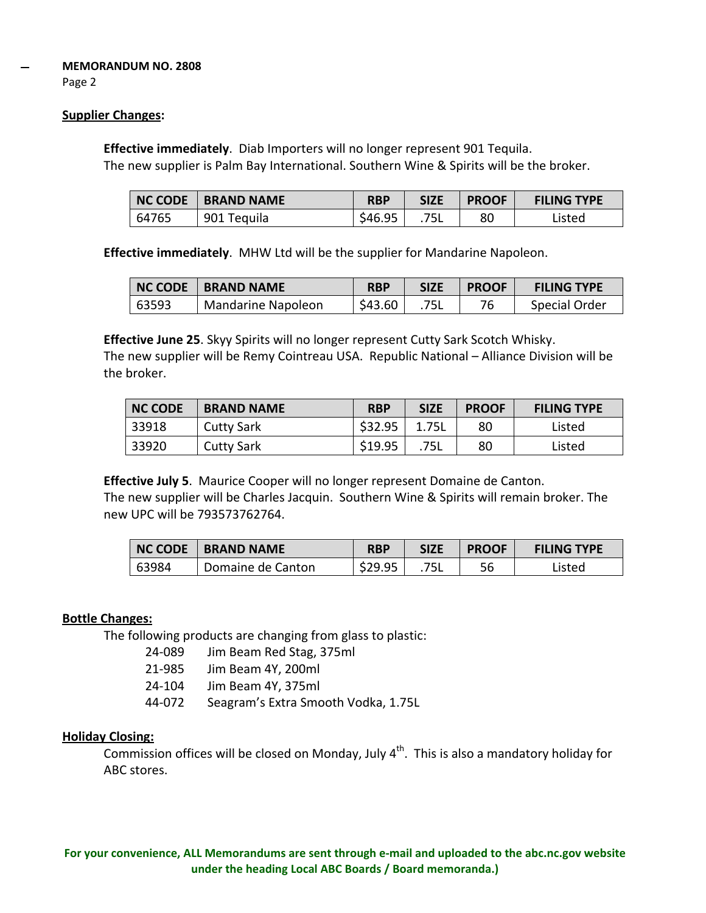## Supplier Changes:

**Effective immediately**. Diab Importers will no longer represent 901 Tequila. The new supplier is Palm Bay International. Southern Wine & Spirits will be the broker.

| NC CODE | BRAND NAME | RBP | SIZE | PROOF | FILING TYPE |
|---|---|---|---|---|---|
| 64765 | 901 Tequila | $46.95 | .75L | 80 | Listed |

**Effective immediately**. MHW Ltd will be the supplier for Mandarine Napoleon.

| NC CODE | BRAND NAME | RBP | SIZE | PROOF | FILING TYPE |
|---|---|---|---|---|---|
| 63593 | Mandarine Napoleon | $43.60 | .75L | 76 | Special Order |

**Effective June 25**. Skyy Spirits will no longer represent Cutty Sark Scotch Whisky. The new supplier will be Remy Cointreau USA. Republic National – Alliance Division will be the broker.

| NC CODE | BRAND NAME | RBP | SIZE | PROOF | FILING TYPE |
|---|---|---|---|---|---|
| 33918 | Cutty Sark | $32.95 | 1.75L | 80 | Listed |
| 33920 | Cutty Sark | $19.95 | .75L | 80 | Listed |

**Effective July 5**. Maurice Cooper will no longer represent Domaine de Canton. The new supplier will be Charles Jacquin. Southern Wine & Spirits will remain broker. The new UPC will be 793573762764.

| NC CODE | BRAND NAME | RBP | SIZE | PROOF | FILING TYPE |
|---|---|---|---|---|---|
| 63984 | Domaine de Canton | $29.95 | .75L | 56 | Listed |

## Bottle Changes:

The following products are changing from glass to plastic:

- 24-089 Jim Beam Red Stag, 375ml
- 21-985 Jim Beam 4Y, 200ml
- 24-104 Jim Beam 4Y, 375ml
- 44-072 Seagram's Extra Smooth Vodka, 1.75L

## Holiday Closing:

Commission offices will be closed on Monday, July 4th. This is also a mandatory holiday for ABC stores.

**For your convenience, ALL Memorandums are sent through e-mail and uploaded to the abc.nc.gov website under the heading Local ABC Boards / Board memoranda.)**